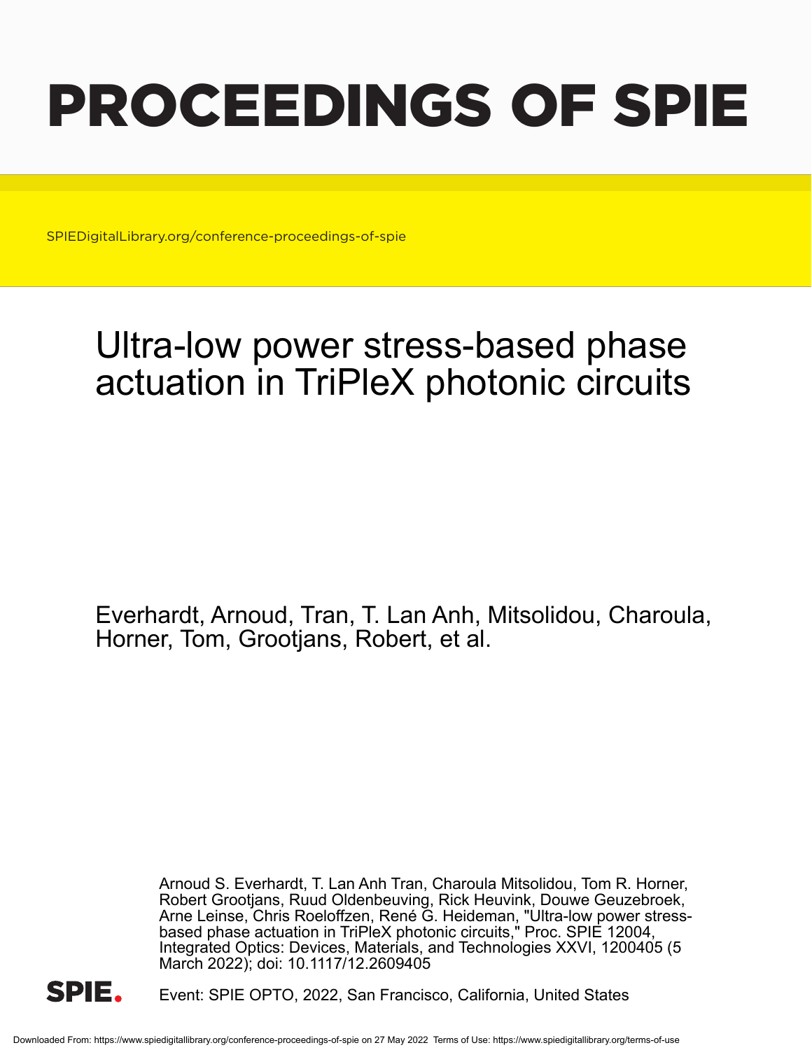# PROCEEDINGS OF SPIE

SPIEDigitalLibrary.org/conference-proceedings-of-spie

## Ultra-low power stress-based phase actuation in TriPleX photonic circuits

Everhardt, Arnoud, Tran, T. Lan Anh, Mitsolidou, Charoula, Horner, Tom, Grootjans, Robert, et al.

Arnoud S. Everhardt, T. Lan Anh Tran, Charoula Mitsolidou, Tom R. Horner, Robert Grootjans, Ruud Oldenbeuving, Rick Heuvink, Douwe Geuzebroek, Arne Leinse, Chris Roeloffzen, René G. Heideman, "Ultra-low power stress-based phase actuation in TriPleX photonic circuits," Proc. SPIE 12004, Integrated Optics: Devices, Materials, and Technologies XXVI, 1200405 (5 March 2022); doi: 10.1117/12.2609405

SPIE.

Event: SPIE OPTO, 2022, San Francisco, California, United States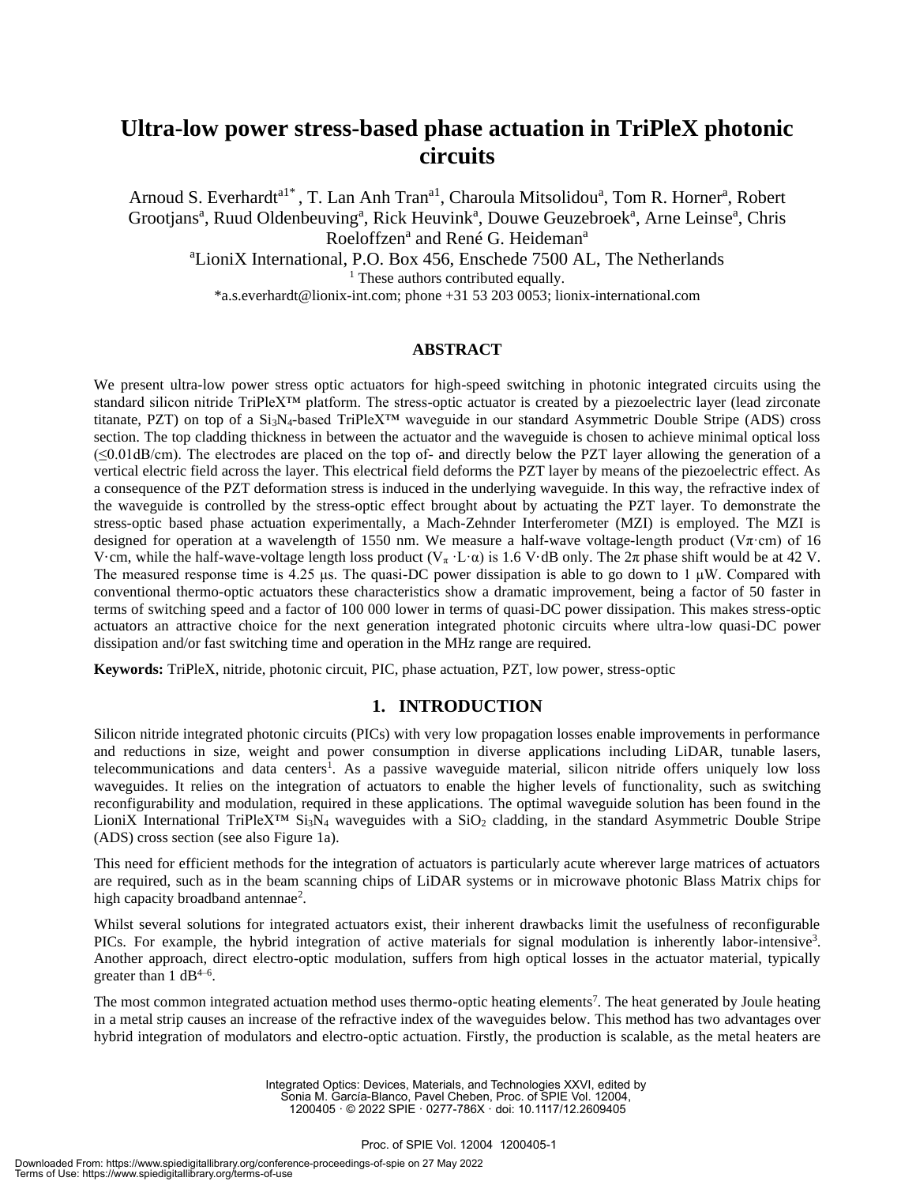# Ultra-low power stress-based phase actuation in TriPleX photonic circuits

Arnoud S. Everhardt[a1*], T. Lan Anh Tran[a1], Charoula Mitsolidou[a], Tom R. Horner[a], Robert Grootjans[a], Ruud Oldenbeuving[a], Rick Heuvink[a], Douwe Geuzebroek[a], Arne Leinse[a], Chris Roeloffzen[a] and René G. Heideman[a]

[a]LioniX International, P.O. Box 456, Enschede 7500 AL, The Netherlands

[1] These authors contributed equally.

*a.s.everhardt@lionix-int.com; phone +31 53 203 0053; lionix-international.com

## ABSTRACT

We present ultra-low power stress optic actuators for high-speed switching in photonic integrated circuits using the standard silicon nitride TriPleX™ platform. The stress-optic actuator is created by a piezoelectric layer (lead zirconate titanate, PZT) on top of a $Si_3N_4$-based TriPleX™ waveguide in our standard Asymmetric Double Stripe (ADS) cross section. The top cladding thickness in between the actuator and the waveguide is chosen to achieve minimal optical loss (≤0.01dB/cm). The electrodes are placed on the top of- and directly below the PZT layer allowing the generation of a vertical electric field across the layer. This electrical field deforms the PZT layer by means of the piezoelectric effect. As a consequence of the PZT deformation stress is induced in the underlying waveguide. In this way, the refractive index of the waveguide is controlled by the stress-optic effect brought about by actuating the PZT layer. To demonstrate the stress-optic based phase actuation experimentally, a Mach-Zehnder Interferometer (MZI) is employed. The MZI is designed for operation at a wavelength of 1550 nm. We measure a half-wave voltage-length product ($V\pi\cdot$cm) of 16 V·cm, while the half-wave-voltage length loss product ($V_\pi \cdot L\cdot\alpha$) is 1.6 V·dB only. The 2π phase shift would be at 42 V. The measured response time is 4.25 μs. The quasi-DC power dissipation is able to go down to 1 μW. Compared with conventional thermo-optic actuators these characteristics show a dramatic improvement, being a factor of 50 faster in terms of switching speed and a factor of 100 000 lower in terms of quasi-DC power dissipation. This makes stress-optic actuators an attractive choice for the next generation integrated photonic circuits where ultra-low quasi-DC power dissipation and/or fast switching time and operation in the MHz range are required.

**Keywords:** TriPleX, nitride, photonic circuit, PIC, phase actuation, PZT, low power, stress-optic

## 1. INTRODUCTION

Silicon nitride integrated photonic circuits (PICs) with very low propagation losses enable improvements in performance and reductions in size, weight and power consumption in diverse applications including LiDAR, tunable lasers, telecommunications and data centers[1]. As a passive waveguide material, silicon nitride offers uniquely low loss waveguides. It relies on the integration of actuators to enable the higher levels of functionality, such as switching reconfigurability and modulation, required in these applications. The optimal waveguide solution has been found in the LioniX International TriPleX™ $Si_3N_4$ waveguides with a $SiO_2$ cladding, in the standard Asymmetric Double Stripe (ADS) cross section (see also Figure 1a).

This need for efficient methods for the integration of actuators is particularly acute wherever large matrices of actuators are required, such as in the beam scanning chips of LiDAR systems or in microwave photonic Blass Matrix chips for high capacity broadband antennae[2].

Whilst several solutions for integrated actuators exist, their inherent drawbacks limit the usefulness of reconfigurable PICs. For example, the hybrid integration of active materials for signal modulation is inherently labor-intensive[3]. Another approach, direct electro-optic modulation, suffers from high optical losses in the actuator material, typically greater than 1 dB[4–6].

The most common integrated actuation method uses thermo-optic heating elements[7]. The heat generated by Joule heating in a metal strip causes an increase of the refractive index of the waveguides below. This method has two advantages over hybrid integration of modulators and electro-optic actuation. Firstly, the production is scalable, as the metal heaters are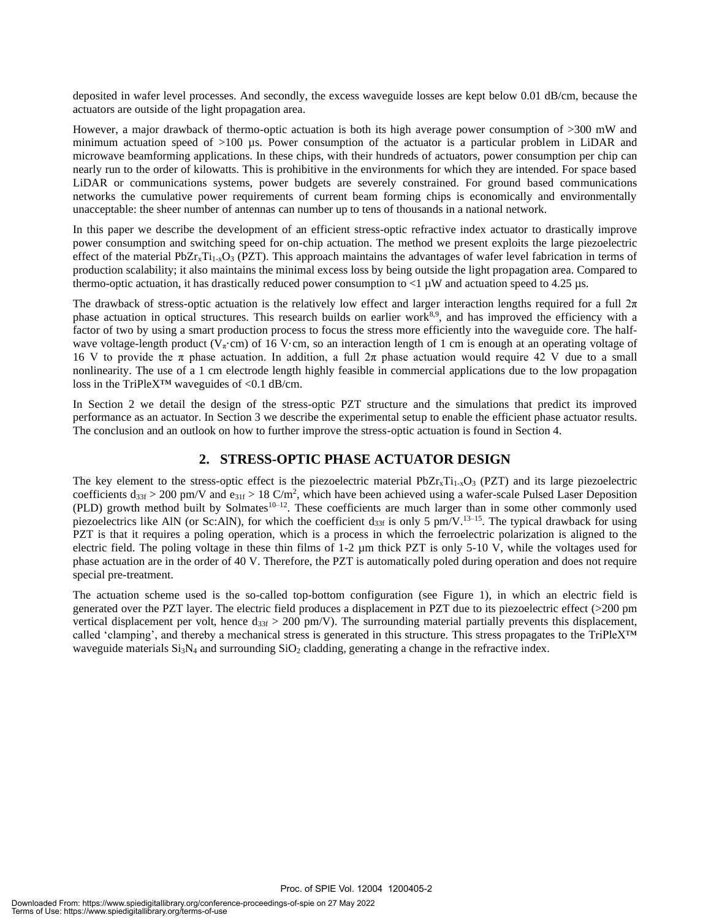deposited in wafer level processes. And secondly, the excess waveguide losses are kept below 0.01 dB/cm, because the actuators are outside of the light propagation area.

However, a major drawback of thermo-optic actuation is both its high average power consumption of >300 mW and minimum actuation speed of >100 µs. Power consumption of the actuator is a particular problem in LiDAR and microwave beamforming applications. In these chips, with their hundreds of actuators, power consumption per chip can nearly run to the order of kilowatts. This is prohibitive in the environments for which they are intended. For space based LiDAR or communications systems, power budgets are severely constrained. For ground based communications networks the cumulative power requirements of current beam forming chips is economically and environmentally unacceptable: the sheer number of antennas can number up to tens of thousands in a national network.

In this paper we describe the development of an efficient stress-optic refractive index actuator to drastically improve power consumption and switching speed for on-chip actuation. The method we present exploits the large piezoelectric effect of the material $PbZr_xTi_{1-x}O_3$ (PZT). This approach maintains the advantages of wafer level fabrication in terms of production scalability; it also maintains the minimal excess loss by being outside the light propagation area. Compared to thermo-optic actuation, it has drastically reduced power consumption to <1 µW and actuation speed to 4.25 µs.

The drawback of stress-optic actuation is the relatively low effect and larger interaction lengths required for a full $2\pi$ phase actuation in optical structures. This research builds on earlier work[8,9], and has improved the efficiency with a factor of two by using a smart production process to focus the stress more efficiently into the waveguide core. The half-wave voltage-length product ($V_\pi \cdot$cm) of 16 V·cm, so an interaction length of 1 cm is enough at an operating voltage of 16 V to provide the $\pi$ phase actuation. In addition, a full $2\pi$ phase actuation would require 42 V due to a small nonlinearity. The use of a 1 cm electrode length highly feasible in commercial applications due to the low propagation loss in the TriPleX™ waveguides of <0.1 dB/cm.

In Section 2 we detail the design of the stress-optic PZT structure and the simulations that predict its improved performance as an actuator. In Section 3 we describe the experimental setup to enable the efficient phase actuator results. The conclusion and an outlook on how to further improve the stress-optic actuation is found in Section 4.

## 2. STRESS-OPTIC PHASE ACTUATOR DESIGN

The key element to the stress-optic effect is the piezoelectric material $PbZr_xTi_{1-x}O_3$ (PZT) and its large piezoelectric coefficients $d_{33f}$ > 200 pm/V and $e_{31f}$ > 18 C/m$^2$, which have been achieved using a wafer-scale Pulsed Laser Deposition (PLD) growth method built by Solmates[10–12]. These coefficients are much larger than in some other commonly used piezoelectrics like AlN (or Sc:AlN), for which the coefficient $d_{33f}$ is only 5 pm/V.[13–15]. The typical drawback for using PZT is that it requires a poling operation, which is a process in which the ferroelectric polarization is aligned to the electric field. The poling voltage in these thin films of 1-2 µm thick PZT is only 5-10 V, while the voltages used for phase actuation are in the order of 40 V. Therefore, the PZT is automatically poled during operation and does not require special pre-treatment.

The actuation scheme used is the so-called top-bottom configuration (see Figure 1), in which an electric field is generated over the PZT layer. The electric field produces a displacement in PZT due to its piezoelectric effect (>200 pm vertical displacement per volt, hence $d_{33f}$ > 200 pm/V). The surrounding material partially prevents this displacement, called 'clamping', and thereby a mechanical stress is generated in this structure. This stress propagates to the TriPleX™ waveguide materials $Si_3N_4$ and surrounding $SiO_2$ cladding, generating a change in the refractive index.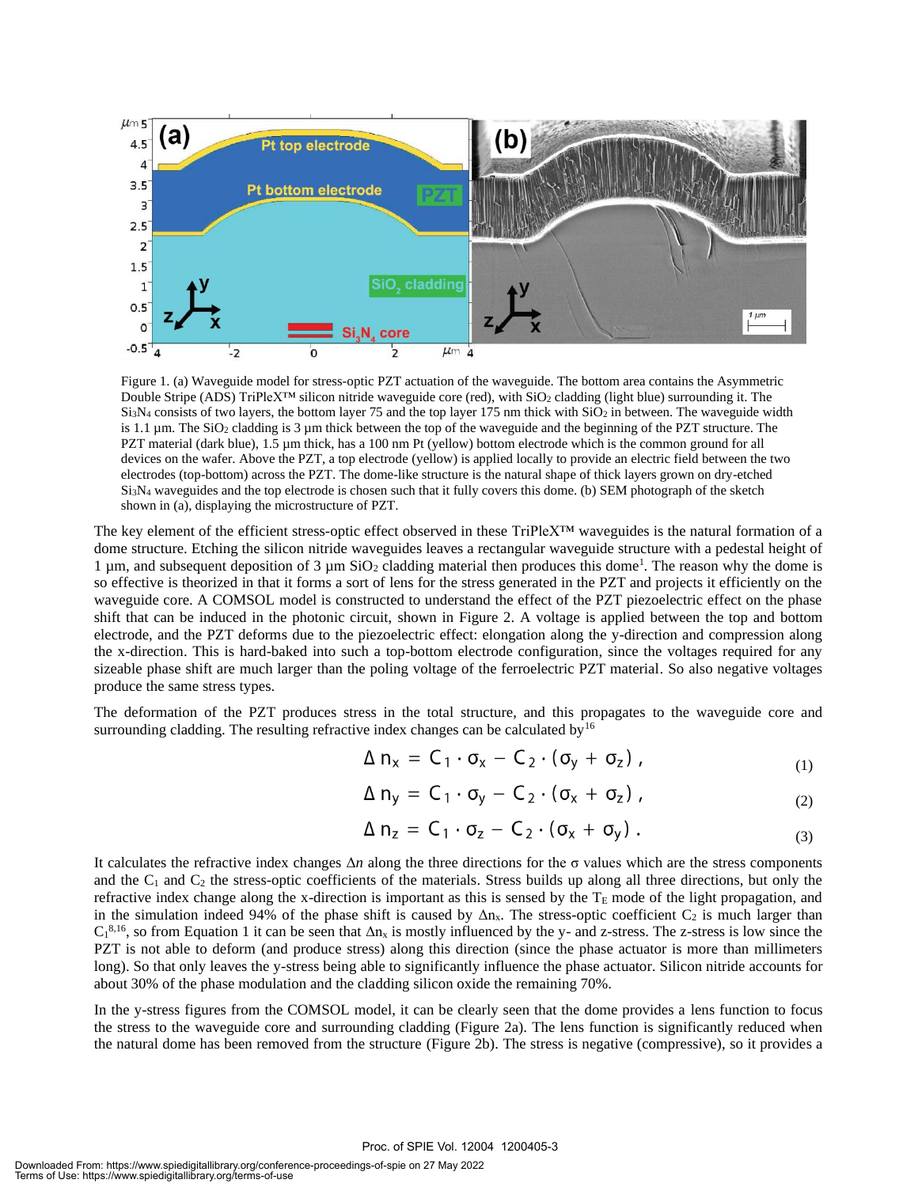Figure 1. (a) Waveguide model for stress-optic PZT actuation of the waveguide. The bottom area contains the Asymmetric Double Stripe (ADS) TriPleX™ silicon nitride waveguide core (red), with $SiO_2$ cladding (light blue) surrounding it. The $Si_3N_4$ consists of two layers, the bottom layer 75 and the top layer 175 nm thick with $SiO_2$ in between. The waveguide width is 1.1 µm. The $SiO_2$ cladding is 3 µm thick between the top of the waveguide and the beginning of the PZT structure. The PZT material (dark blue), 1.5 µm thick, has a 100 nm Pt (yellow) bottom electrode which is the common ground for all devices on the wafer. Above the PZT, a top electrode (yellow) is applied locally to provide an electric field between the two electrodes (top-bottom) across the PZT. The dome-like structure is the natural shape of thick layers grown on dry-etched $Si_3N_4$ waveguides and the top electrode is chosen such that it fully covers this dome. (b) SEM photograph of the sketch shown in (a), displaying the microstructure of PZT.

The key element of the efficient stress-optic effect observed in these TriPleX™ waveguides is the natural formation of a dome structure. Etching the silicon nitride waveguides leaves a rectangular waveguide structure with a pedestal height of 1 µm, and subsequent deposition of 3 µm $SiO_2$ cladding material then produces this dome[1]. The reason why the dome is so effective is theorized in that it forms a sort of lens for the stress generated in the PZT and projects it efficiently on the waveguide core. A COMSOL model is constructed to understand the effect of the PZT piezoelectric effect on the phase shift that can be induced in the photonic circuit, shown in Figure 2. A voltage is applied between the top and bottom electrode, and the PZT deforms due to the piezoelectric effect: elongation along the y-direction and compression along the x-direction. This is hard-baked into such a top-bottom electrode configuration, since the voltages required for any sizeable phase shift are much larger than the poling voltage of the ferroelectric PZT material. So also negative voltages produce the same stress types.

The deformation of the PZT produces stress in the total structure, and this propagates to the waveguide core and surrounding cladding. The resulting refractive index changes can be calculated by[16]

$$\Delta n_x = C_1 \cdot \sigma_x - C_2 \cdot (\sigma_y + \sigma_z)\,, \tag{1}$$

$$\Delta n_y = C_1 \cdot \sigma_y - C_2 \cdot (\sigma_x + \sigma_z)\,, \tag{2}$$

$$\Delta n_z = C_1 \cdot \sigma_z - C_2 \cdot (\sigma_x + \sigma_y)\,. \tag{3}$$

It calculates the refractive index changes $\Delta n$ along the three directions for the $\sigma$ values which are the stress components and the $C_1$ and $C_2$ the stress-optic coefficients of the materials. Stress builds up along all three directions, but only the refractive index change along the x-direction is important as this is sensed by the $T_E$ mode of the light propagation, and in the simulation indeed 94% of the phase shift is caused by $\Delta n_x$. The stress-optic coefficient $C_2$ is much larger than $C_1$[8,16], so from Equation 1 it can be seen that $\Delta n_x$ is mostly influenced by the y- and z-stress. The z-stress is low since the PZT is not able to deform (and produce stress) along this direction (since the phase actuator is more than millimeters long). So that only leaves the y-stress being able to significantly influence the phase actuator. Silicon nitride accounts for about 30% of the phase modulation and the cladding silicon oxide the remaining 70%.

In the y-stress figures from the COMSOL model, it can be clearly seen that the dome provides a lens function to focus the stress to the waveguide core and surrounding cladding (Figure 2a). The lens function is significantly reduced when the natural dome has been removed from the structure (Figure 2b). The stress is negative (compressive), so it provides a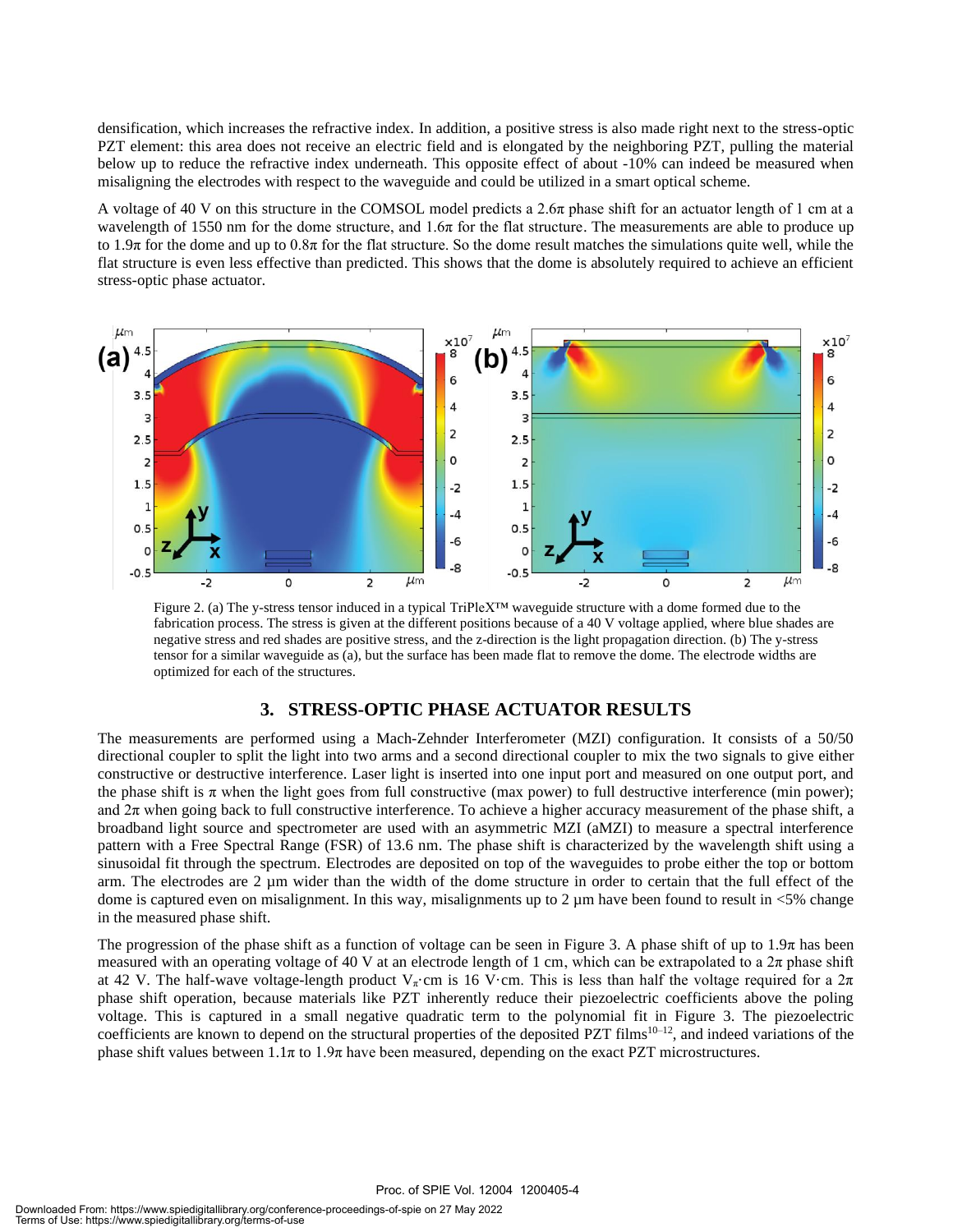densification, which increases the refractive index. In addition, a positive stress is also made right next to the stress-optic PZT element: this area does not receive an electric field and is elongated by the neighboring PZT, pulling the material below up to reduce the refractive index underneath. This opposite effect of about -10% can indeed be measured when misaligning the electrodes with respect to the waveguide and could be utilized in a smart optical scheme.

A voltage of 40 V on this structure in the COMSOL model predicts a 2.6π phase shift for an actuator length of 1 cm at a wavelength of 1550 nm for the dome structure, and 1.6π for the flat structure. The measurements are able to produce up to 1.9π for the dome and up to 0.8π for the flat structure. So the dome result matches the simulations quite well, while the flat structure is even less effective than predicted. This shows that the dome is absolutely required to achieve an efficient stress-optic phase actuator.

Figure 2. (a) The y-stress tensor induced in a typical TriPleX™ waveguide structure with a dome formed due to the fabrication process. The stress is given at the different positions because of a 40 V voltage applied, where blue shades are negative stress and red shades are positive stress, and the z-direction is the light propagation direction. (b) The y-stress tensor for a similar waveguide as (a), but the surface has been made flat to remove the dome. The electrode widths are optimized for each of the structures.

## 3. STRESS-OPTIC PHASE ACTUATOR RESULTS

The measurements are performed using a Mach-Zehnder Interferometer (MZI) configuration. It consists of a 50/50 directional coupler to split the light into two arms and a second directional coupler to mix the two signals to give either constructive or destructive interference. Laser light is inserted into one input port and measured on one output port, and the phase shift is π when the light goes from full constructive (max power) to full destructive interference (min power); and 2π when going back to full constructive interference. To achieve a higher accuracy measurement of the phase shift, a broadband light source and spectrometer are used with an asymmetric MZI (aMZI) to measure a spectral interference pattern with a Free Spectral Range (FSR) of 13.6 nm. The phase shift is characterized by the wavelength shift using a sinusoidal fit through the spectrum. Electrodes are deposited on top of the waveguides to probe either the top or bottom arm. The electrodes are 2 µm wider than the width of the dome structure in order to certain that the full effect of the dome is captured even on misalignment. In this way, misalignments up to 2 µm have been found to result in <5% change in the measured phase shift.

The progression of the phase shift as a function of voltage can be seen in Figure 3. A phase shift of up to 1.9π has been measured with an operating voltage of 40 V at an electrode length of 1 cm, which can be extrapolated to a 2π phase shift at 42 V. The half-wave voltage-length product $V_{\pi}$·cm is 16 V·cm. This is less than half the voltage required for a 2π phase shift operation, because materials like PZT inherently reduce their piezoelectric coefficients above the poling voltage. This is captured in a small negative quadratic term to the polynomial fit in Figure 3. The piezoelectric coefficients are known to depend on the structural properties of the deposited PZT films[10–12], and indeed variations of the phase shift values between 1.1π to 1.9π have been measured, depending on the exact PZT microstructures.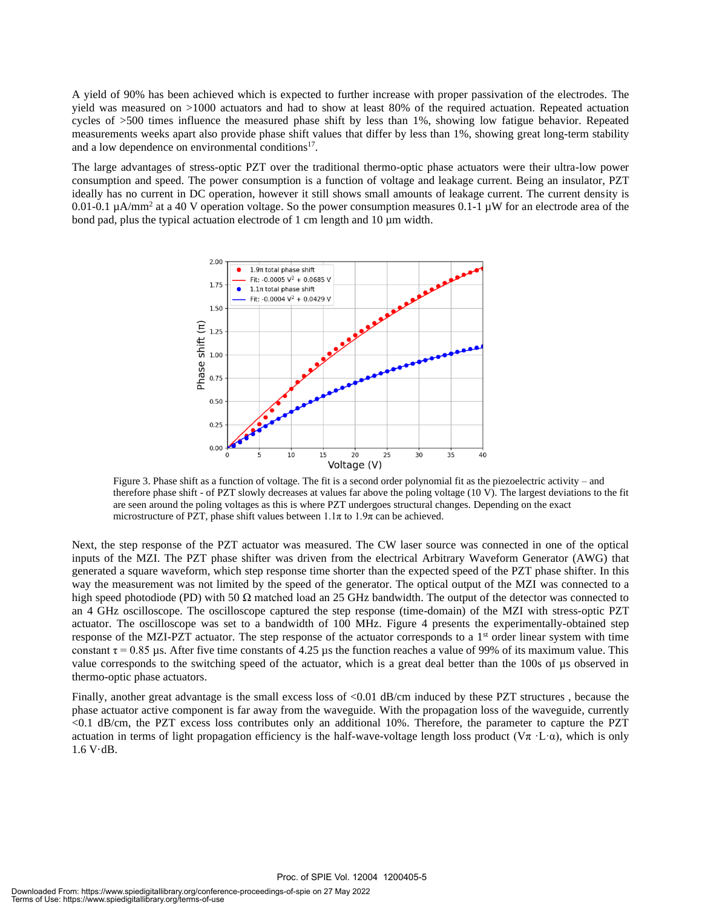A yield of 90% has been achieved which is expected to further increase with proper passivation of the electrodes. The yield was measured on >1000 actuators and had to show at least 80% of the required actuation. Repeated actuation cycles of >500 times influence the measured phase shift by less than 1%, showing low fatigue behavior. Repeated measurements weeks apart also provide phase shift values that differ by less than 1%, showing great long-term stability and a low dependence on environmental conditions[17].

The large advantages of stress-optic PZT over the traditional thermo-optic phase actuators were their ultra-low power consumption and speed. The power consumption is a function of voltage and leakage current. Being an insulator, PZT ideally has no current in DC operation, however it still shows small amounts of leakage current. The current density is 0.01-0.1 µA/mm$^2$ at a 40 V operation voltage. So the power consumption measures 0.1-1 µW for an electrode area of the bond pad, plus the typical actuation electrode of 1 cm length and 10 µm width.

Figure 3. Phase shift as a function of voltage. The fit is a second order polynomial fit as the piezoelectric activity – and therefore phase shift - of PZT slowly decreases at values far above the poling voltage (10 V). The largest deviations to the fit are seen around the poling voltages as this is where PZT undergoes structural changes. Depending on the exact microstructure of PZT, phase shift values between 1.1π to 1.9π can be achieved.

Next, the step response of the PZT actuator was measured. The CW laser source was connected in one of the optical inputs of the MZI. The PZT phase shifter was driven from the electrical Arbitrary Waveform Generator (AWG) that generated a square waveform, which step response time shorter than the expected speed of the PZT phase shifter. In this way the measurement was not limited by the speed of the generator. The optical output of the MZI was connected to a high speed photodiode (PD) with 50 Ω matched load an 25 GHz bandwidth. The output of the detector was connected to an 4 GHz oscilloscope. The oscilloscope captured the step response (time-domain) of the MZI with stress-optic PZT actuator. The oscilloscope was set to a bandwidth of 100 MHz. Figure 4 presents the experimentally-obtained step response of the MZI-PZT actuator. The step response of the actuator corresponds to a 1st order linear system with time constant $\tau = 0.85$ µs. After five time constants of 4.25 µs the function reaches a value of 99% of its maximum value. This value corresponds to the switching speed of the actuator, which is a great deal better than the 100s of µs observed in thermo-optic phase actuators.

Finally, another great advantage is the small excess loss of <0.01 dB/cm induced by these PZT structures , because the phase actuator active component is far away from the waveguide. With the propagation loss of the waveguide, currently <0.1 dB/cm, the PZT excess loss contributes only an additional 10%. Therefore, the parameter to capture the PZT actuation in terms of light propagation efficiency is the half-wave-voltage length loss product ($V\pi \cdot L \cdot \alpha$), which is only 1.6 V·dB.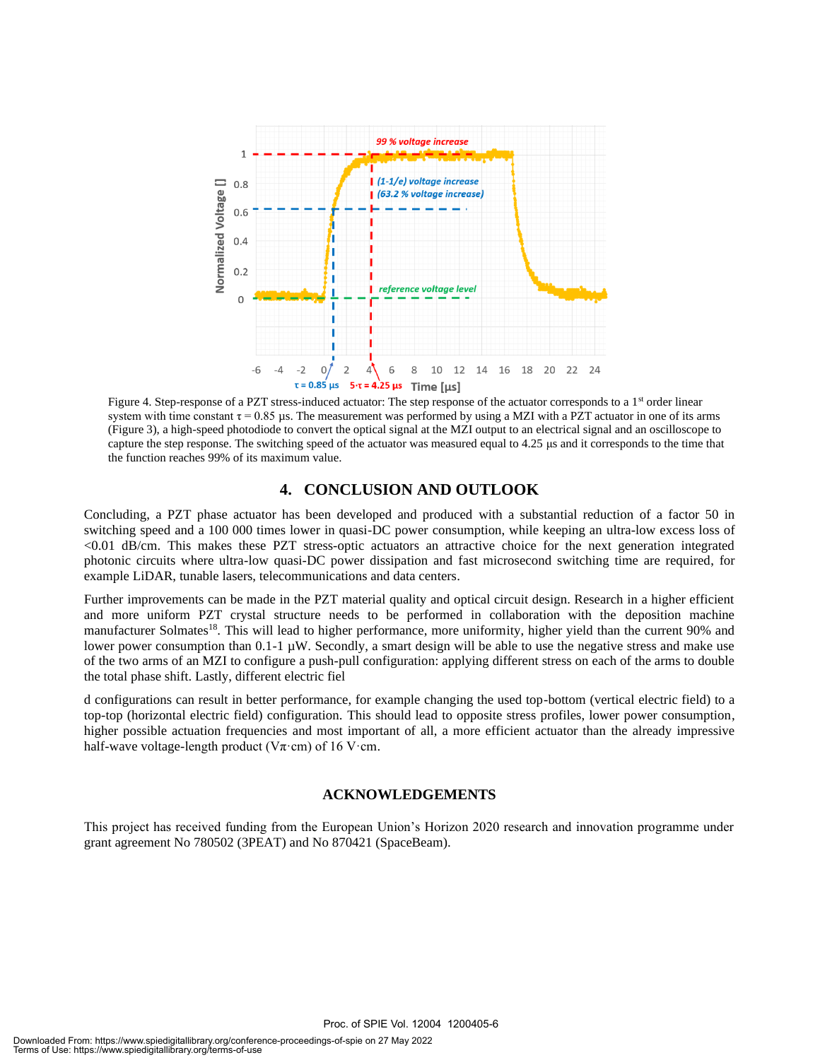Figure 4. Step-response of a PZT stress-induced actuator: The step response of the actuator corresponds to a 1[st] order linear system with time constant $\tau = 0.85$ µs. The measurement was performed by using a MZI with a PZT actuator in one of its arms (Figure 3), a high-speed photodiode to convert the optical signal at the MZI output to an electrical signal and an oscilloscope to capture the step response. The switching speed of the actuator was measured equal to 4.25 µs and it corresponds to the time that the function reaches 99% of its maximum value.

## 4. CONCLUSION AND OUTLOOK

Concluding, a PZT phase actuator has been developed and produced with a substantial reduction of a factor 50 in switching speed and a 100 000 times lower in quasi-DC power consumption, while keeping an ultra-low excess loss of <0.01 dB/cm. This makes these PZT stress-optic actuators an attractive choice for the next generation integrated photonic circuits where ultra-low quasi-DC power dissipation and fast microsecond switching time are required, for example LiDAR, tunable lasers, telecommunications and data centers.

Further improvements can be made in the PZT material quality and optical circuit design. Research in a higher efficient and more uniform PZT crystal structure needs to be performed in collaboration with the deposition machine manufacturer Solmates[18]. This will lead to higher performance, more uniformity, higher yield than the current 90% and lower power consumption than 0.1-1 µW. Secondly, a smart design will be able to use the negative stress and make use of the two arms of an MZI to configure a push-pull configuration: applying different stress on each of the arms to double the total phase shift. Lastly, different electric fiel

d configurations can result in better performance, for example changing the used top-bottom (vertical electric field) to a top-top (horizontal electric field) configuration. This should lead to opposite stress profiles, lower power consumption, higher possible actuation frequencies and most important of all, a more efficient actuator than the already impressive half-wave voltage-length product ($V\pi \cdot cm$) of 16 V·cm.

## ACKNOWLEDGEMENTS

This project has received funding from the European Union's Horizon 2020 research and innovation programme under grant agreement No 780502 (3PEAT) and No 870421 (SpaceBeam).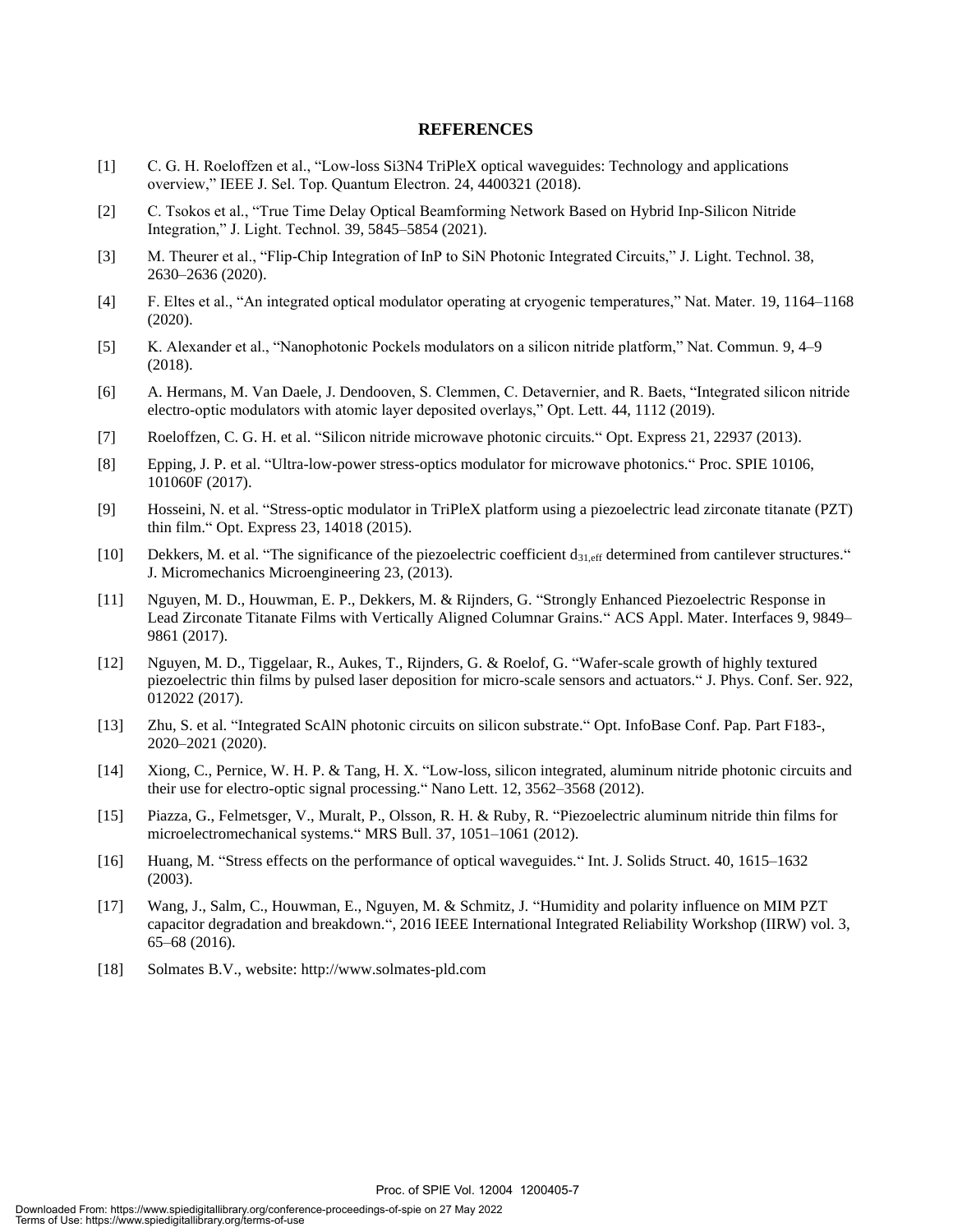# REFERENCES

[1] C. G. H. Roeloffzen et al., "Low-loss Si3N4 TriPleX optical waveguides: Technology and applications overview," IEEE J. Sel. Top. Quantum Electron. 24, 4400321 (2018).

[2] C. Tsokos et al., "True Time Delay Optical Beamforming Network Based on Hybrid Inp-Silicon Nitride Integration," J. Light. Technol. 39, 5845–5854 (2021).

[3] M. Theurer et al., "Flip-Chip Integration of InP to SiN Photonic Integrated Circuits," J. Light. Technol. 38, 2630–2636 (2020).

[4] F. Eltes et al., "An integrated optical modulator operating at cryogenic temperatures," Nat. Mater. 19, 1164–1168 (2020).

[5] K. Alexander et al., "Nanophotonic Pockels modulators on a silicon nitride platform," Nat. Commun. 9, 4–9 (2018).

[6] A. Hermans, M. Van Daele, J. Dendooven, S. Clemmen, C. Detavernier, and R. Baets, "Integrated silicon nitride electro-optic modulators with atomic layer deposited overlays," Opt. Lett. 44, 1112 (2019).

[7] Roeloffzen, C. G. H. et al. "Silicon nitride microwave photonic circuits." Opt. Express 21, 22937 (2013).

[8] Epping, J. P. et al. "Ultra-low-power stress-optics modulator for microwave photonics." Proc. SPIE 10106, 101060F (2017).

[9] Hosseini, N. et al. "Stress-optic modulator in TriPleX platform using a piezoelectric lead zirconate titanate (PZT) thin film." Opt. Express 23, 14018 (2015).

[10] Dekkers, M. et al. "The significance of the piezoelectric coefficient $d_{31,eff}$ determined from cantilever structures." J. Micromechanics Microengineering 23, (2013).

[11] Nguyen, M. D., Houwman, E. P., Dekkers, M. & Rijnders, G. "Strongly Enhanced Piezoelectric Response in Lead Zirconate Titanate Films with Vertically Aligned Columnar Grains." ACS Appl. Mater. Interfaces 9, 9849–9861 (2017).

[12] Nguyen, M. D., Tiggelaar, R., Aukes, T., Rijnders, G. & Roelof, G. "Wafer-scale growth of highly textured piezoelectric thin films by pulsed laser deposition for micro-scale sensors and actuators." J. Phys. Conf. Ser. 922, 012022 (2017).

[13] Zhu, S. et al. "Integrated ScAlN photonic circuits on silicon substrate." Opt. InfoBase Conf. Pap. Part F183-, 2020–2021 (2020).

[14] Xiong, C., Pernice, W. H. P. & Tang, H. X. "Low-loss, silicon integrated, aluminum nitride photonic circuits and their use for electro-optic signal processing." Nano Lett. 12, 3562–3568 (2012).

[15] Piazza, G., Felmetsger, V., Muralt, P., Olsson, R. H. & Ruby, R. "Piezoelectric aluminum nitride thin films for microelectromechanical systems." MRS Bull. 37, 1051–1061 (2012).

[16] Huang, M. "Stress effects on the performance of optical waveguides." Int. J. Solids Struct. 40, 1615–1632 (2003).

[17] Wang, J., Salm, C., Houwman, E., Nguyen, M. & Schmitz, J. "Humidity and polarity influence on MIM PZT capacitor degradation and breakdown.", 2016 IEEE International Integrated Reliability Workshop (IIRW) vol. 3, 65–68 (2016).

[18] Solmates B.V., website: http://www.solmates-pld.com